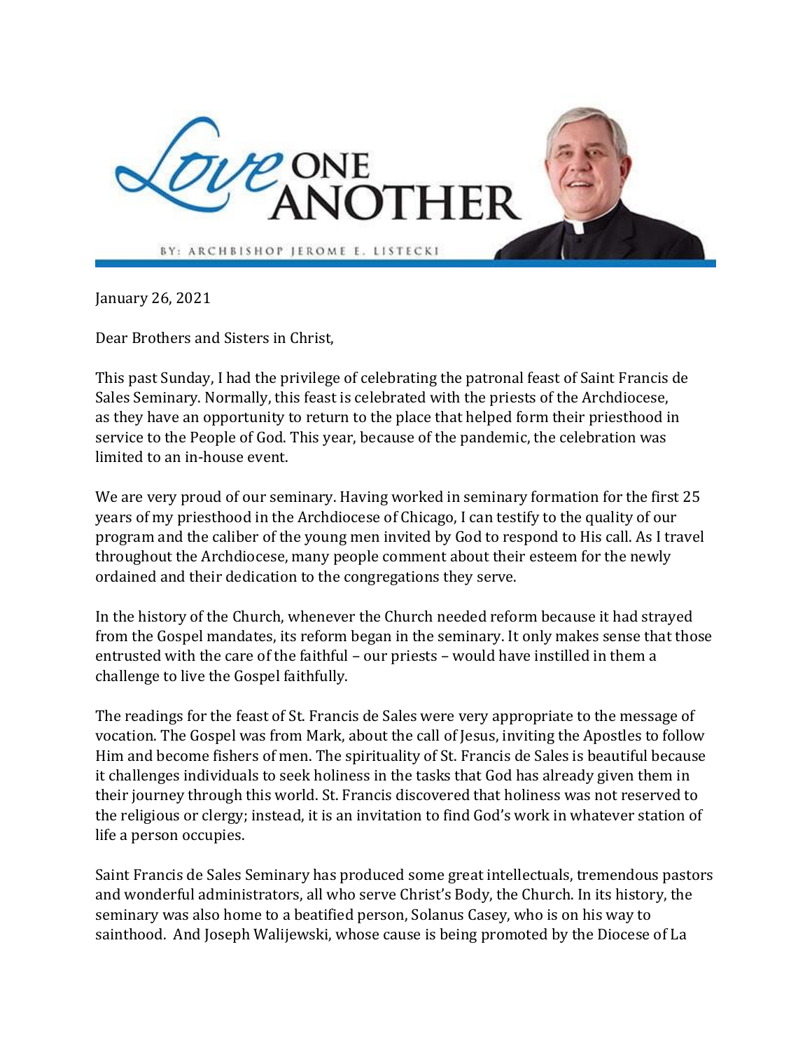# Love ONE ANOTHER

BY: ARCHBISHOP JEROME E. LISTECKI

January 26, 2021

Dear Brothers and Sisters in Christ,

This past Sunday, I had the privilege of celebrating the patronal feast of Saint Francis de Sales Seminary. Normally, this feast is celebrated with the priests of the Archdiocese, as they have an opportunity to return to the place that helped form their priesthood in service to the People of God. This year, because of the pandemic, the celebration was limited to an in-house event.

We are very proud of our seminary. Having worked in seminary formation for the first 25 years of my priesthood in the Archdiocese of Chicago, I can testify to the quality of our program and the caliber of the young men invited by God to respond to His call. As I travel throughout the Archdiocese, many people comment about their esteem for the newly ordained and their dedication to the congregations they serve.

In the history of the Church, whenever the Church needed reform because it had strayed from the Gospel mandates, its reform began in the seminary. It only makes sense that those entrusted with the care of the faithful – our priests – would have instilled in them a challenge to live the Gospel faithfully.

The readings for the feast of St. Francis de Sales were very appropriate to the message of vocation. The Gospel was from Mark, about the call of Jesus, inviting the Apostles to follow Him and become fishers of men. The spirituality of St. Francis de Sales is beautiful because it challenges individuals to seek holiness in the tasks that God has already given them in their journey through this world. St. Francis discovered that holiness was not reserved to the religious or clergy; instead, it is an invitation to find God's work in whatever station of life a person occupies.

Saint Francis de Sales Seminary has produced some great intellectuals, tremendous pastors and wonderful administrators, all who serve Christ's Body, the Church. In its history, the seminary was also home to a beatified person, Solanus Casey, who is on his way to sainthood. And Joseph Walijewski, whose cause is being promoted by the Diocese of La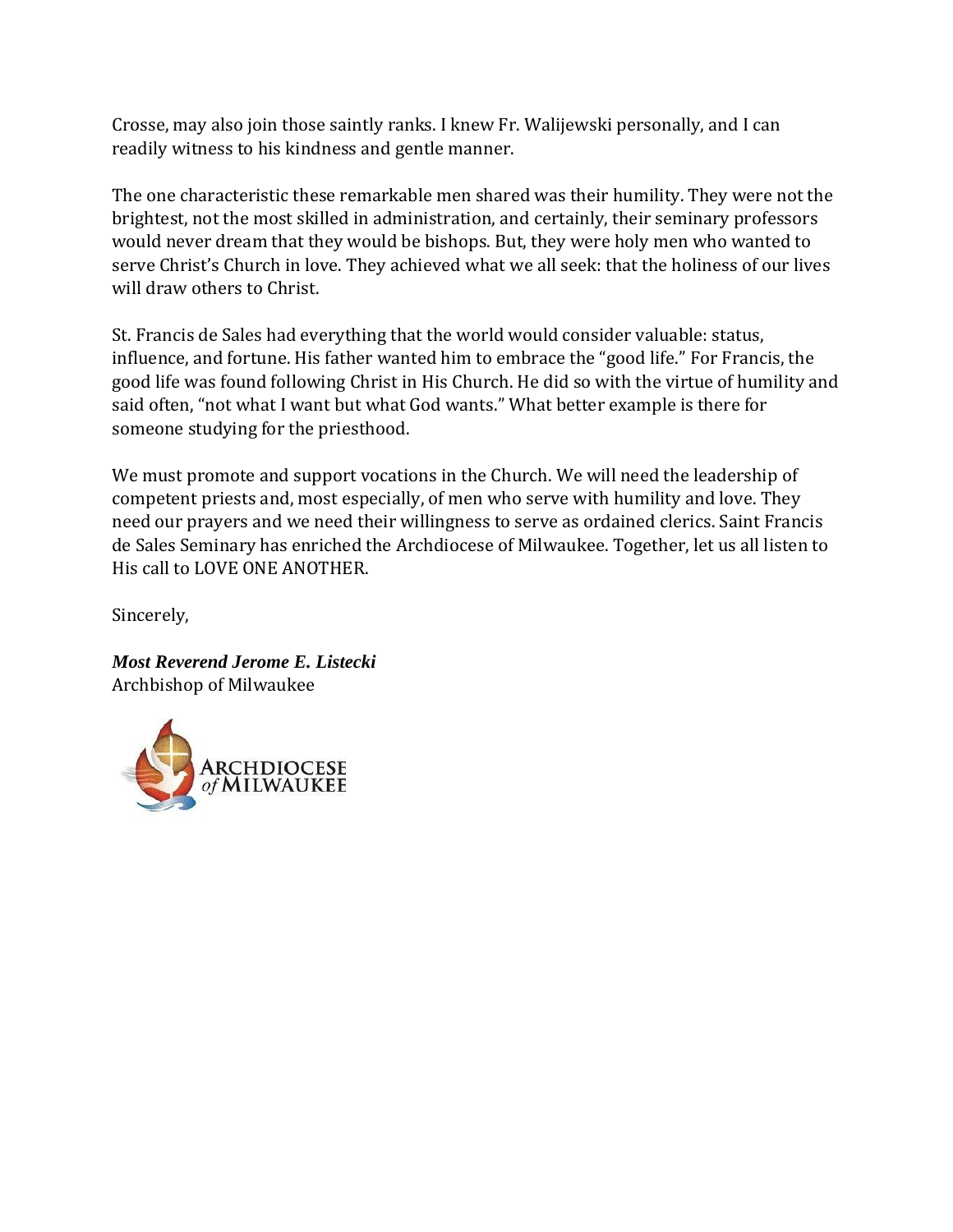Crosse, may also join those saintly ranks. I knew Fr. Walijewski personally, and I can readily witness to his kindness and gentle manner.

The one characteristic these remarkable men shared was their humility. They were not the brightest, not the most skilled in administration, and certainly, their seminary professors would never dream that they would be bishops. But, they were holy men who wanted to serve Christ's Church in love. They achieved what we all seek: that the holiness of our lives will draw others to Christ.

St. Francis de Sales had everything that the world would consider valuable: status, influence, and fortune. His father wanted him to embrace the "good life." For Francis, the good life was found following Christ in His Church. He did so with the virtue of humility and said often, "not what I want but what God wants." What better example is there for someone studying for the priesthood.

We must promote and support vocations in the Church. We will need the leadership of competent priests and, most especially, of men who serve with humility and love. They need our prayers and we need their willingness to serve as ordained clerics. Saint Francis de Sales Seminary has enriched the Archdiocese of Milwaukee. Together, let us all listen to His call to LOVE ONE ANOTHER.

Sincerely,

***Most Reverend Jerome E. Listecki***
Archbishop of Milwaukee

ARCHDIOCESE of MILWAUKEE